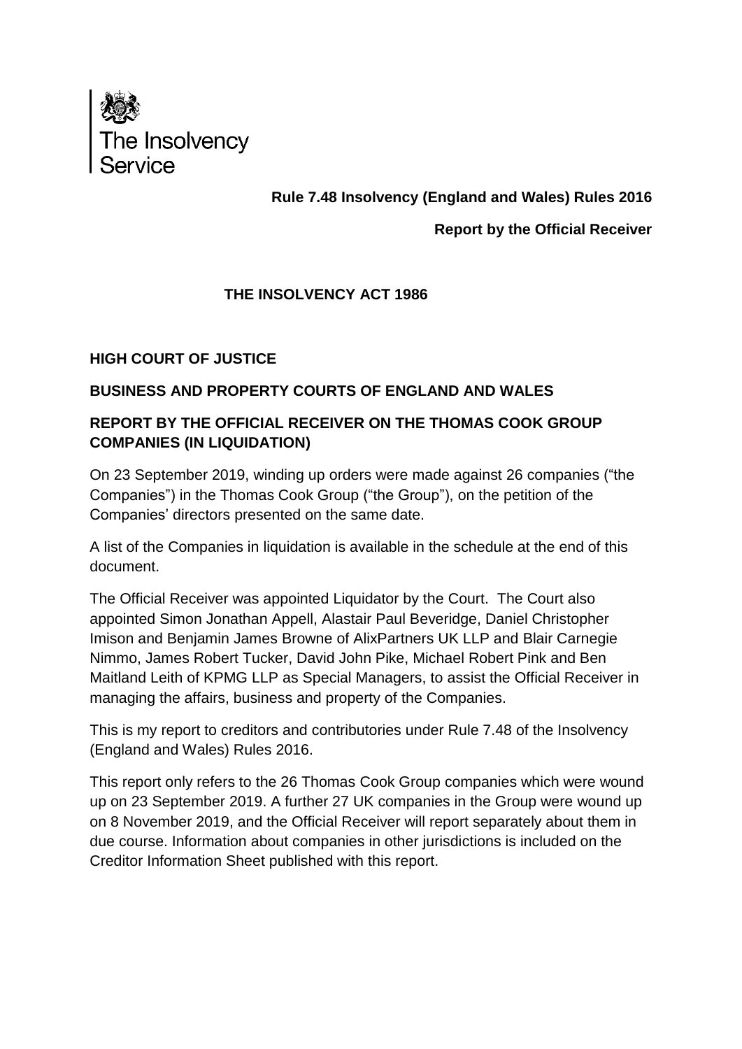The Insolvency Service

**Rule 7.48 Insolvency (England and Wales) Rules 2016**

**Report by the Official Receiver**

## THE INSOLVENCY ACT 1986

**HIGH COURT OF JUSTICE**

**BUSINESS AND PROPERTY COURTS OF ENGLAND AND WALES**

**REPORT BY THE OFFICIAL RECEIVER ON THE THOMAS COOK GROUP COMPANIES (IN LIQUIDATION)**

On 23 September 2019, winding up orders were made against 26 companies ("the Companies") in the Thomas Cook Group ("the Group"), on the petition of the Companies' directors presented on the same date.

A list of the Companies in liquidation is available in the schedule at the end of this document.

The Official Receiver was appointed Liquidator by the Court. The Court also appointed Simon Jonathan Appell, Alastair Paul Beveridge, Daniel Christopher Imison and Benjamin James Browne of AlixPartners UK LLP and Blair Carnegie Nimmo, James Robert Tucker, David John Pike, Michael Robert Pink and Ben Maitland Leith of KPMG LLP as Special Managers, to assist the Official Receiver in managing the affairs, business and property of the Companies.

This is my report to creditors and contributories under Rule 7.48 of the Insolvency (England and Wales) Rules 2016.

This report only refers to the 26 Thomas Cook Group companies which were wound up on 23 September 2019. A further 27 UK companies in the Group were wound up on 8 November 2019, and the Official Receiver will report separately about them in due course. Information about companies in other jurisdictions is included on the Creditor Information Sheet published with this report.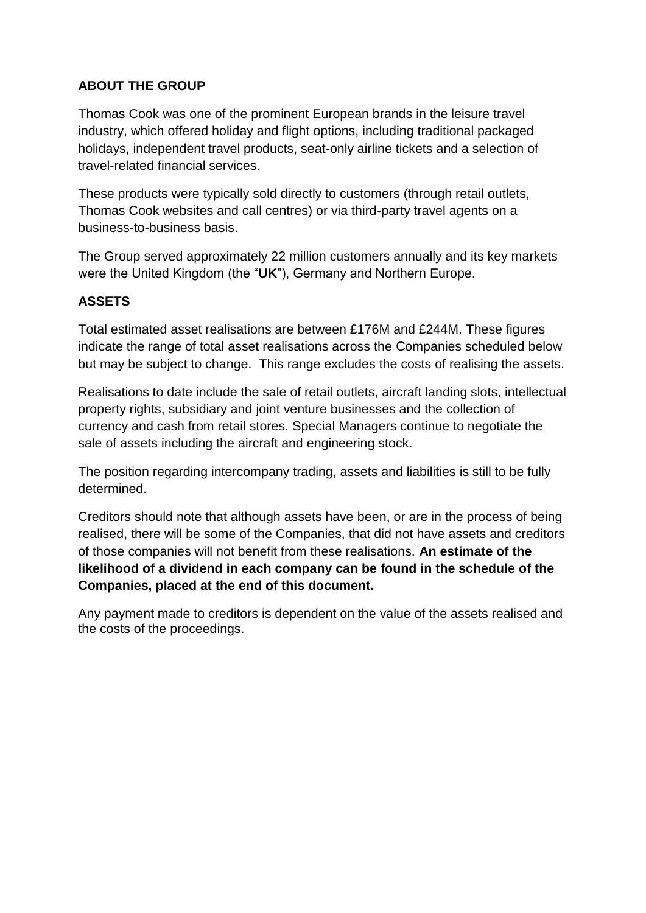## ABOUT THE GROUP

Thomas Cook was one of the prominent European brands in the leisure travel industry, which offered holiday and flight options, including traditional packaged holidays, independent travel products, seat-only airline tickets and a selection of travel-related financial services.

These products were typically sold directly to customers (through retail outlets, Thomas Cook websites and call centres) or via third-party travel agents on a business-to-business basis.

The Group served approximately 22 million customers annually and its key markets were the United Kingdom (the "**UK**"), Germany and Northern Europe.

## ASSETS

Total estimated asset realisations are between £176M and £244M. These figures indicate the range of total asset realisations across the Companies scheduled below but may be subject to change. This range excludes the costs of realising the assets.

Realisations to date include the sale of retail outlets, aircraft landing slots, intellectual property rights, subsidiary and joint venture businesses and the collection of currency and cash from retail stores. Special Managers continue to negotiate the sale of assets including the aircraft and engineering stock.

The position regarding intercompany trading, assets and liabilities is still to be fully determined.

Creditors should note that although assets have been, or are in the process of being realised, there will be some of the Companies, that did not have assets and creditors of those companies will not benefit from these realisations. **An estimate of the likelihood of a dividend in each company can be found in the schedule of the Companies, placed at the end of this document.**

Any payment made to creditors is dependent on the value of the assets realised and the costs of the proceedings.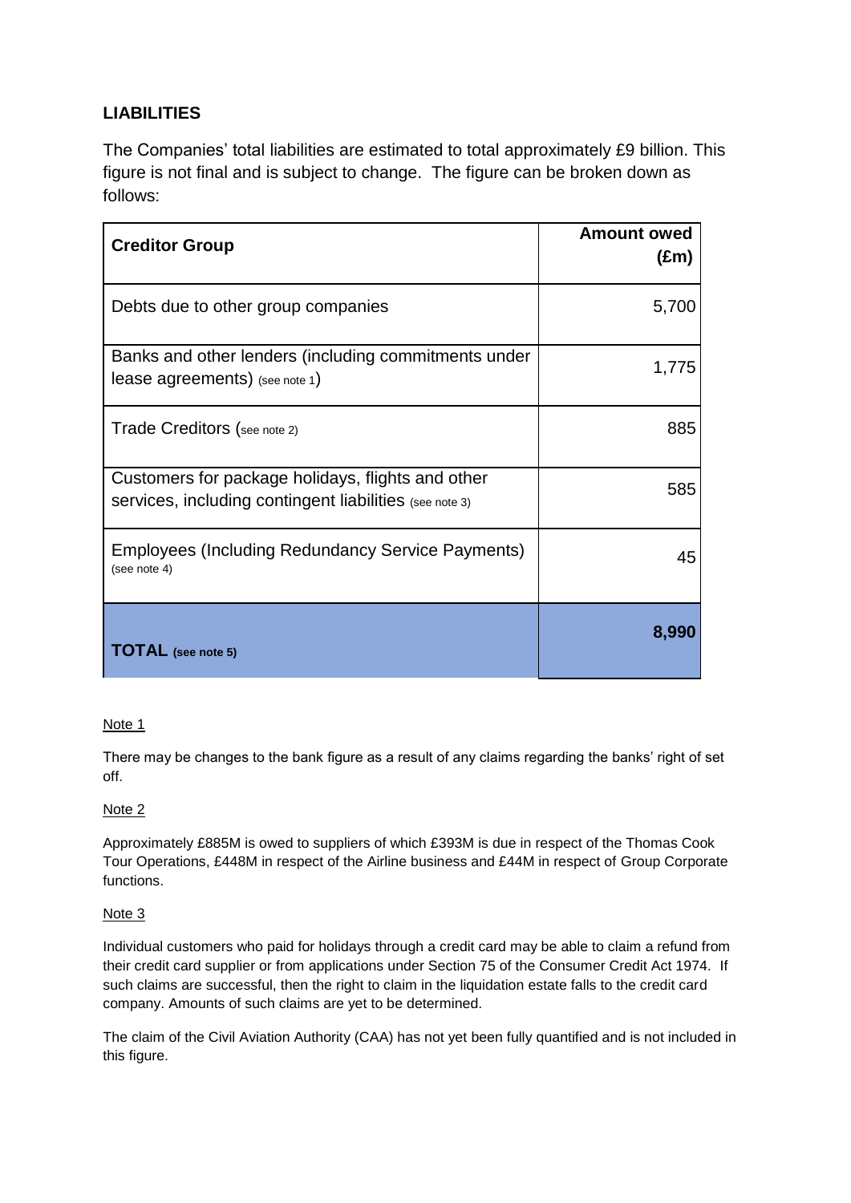## LIABILITIES

The Companies' total liabilities are estimated to total approximately £9 billion. This figure is not final and is subject to change. The figure can be broken down as follows:

| Creditor Group | Amount owed (£m) |
|---|---|
| Debts due to other group companies | 5,700 |
| Banks and other lenders (including commitments under lease agreements) (see note 1) | 1,775 |
| Trade Creditors (see note 2) | 885 |
| Customers for package holidays, flights and other services, including contingent liabilities (see note 3) | 585 |
| Employees (Including Redundancy Service Payments) (see note 4) | 45 |
| **TOTAL (see note 5)** | **8,990** |

Note 1

There may be changes to the bank figure as a result of any claims regarding the banks' right of set off.

Note 2

Approximately £885M is owed to suppliers of which £393M is due in respect of the Thomas Cook Tour Operations, £448M in respect of the Airline business and £44M in respect of Group Corporate functions.

Note 3

Individual customers who paid for holidays through a credit card may be able to claim a refund from their credit card supplier or from applications under Section 75 of the Consumer Credit Act 1974. If such claims are successful, then the right to claim in the liquidation estate falls to the credit card company. Amounts of such claims are yet to be determined.

The claim of the Civil Aviation Authority (CAA) has not yet been fully quantified and is not included in this figure.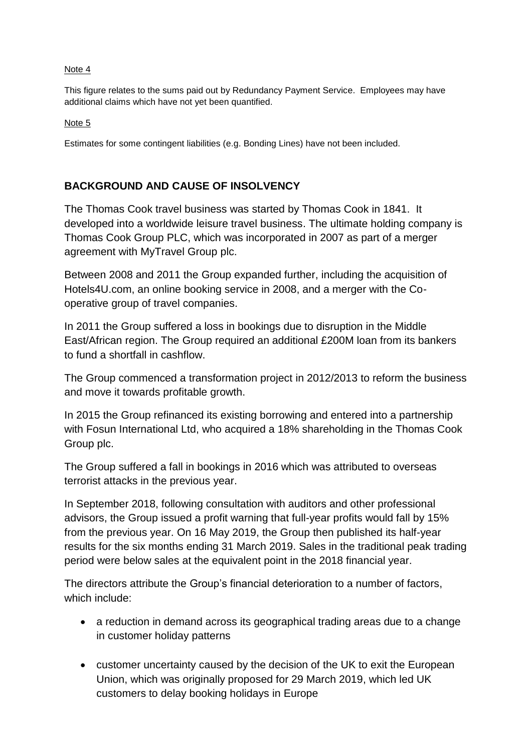Note 4

This figure relates to the sums paid out by Redundancy Payment Service. Employees may have additional claims which have not yet been quantified.

Note 5

Estimates for some contingent liabilities (e.g. Bonding Lines) have not been included.

## BACKGROUND AND CAUSE OF INSOLVENCY

The Thomas Cook travel business was started by Thomas Cook in 1841. It developed into a worldwide leisure travel business. The ultimate holding company is Thomas Cook Group PLC, which was incorporated in 2007 as part of a merger agreement with MyTravel Group plc.

Between 2008 and 2011 the Group expanded further, including the acquisition of Hotels4U.com, an online booking service in 2008, and a merger with the Co-operative group of travel companies.

In 2011 the Group suffered a loss in bookings due to disruption in the Middle East/African region. The Group required an additional £200M loan from its bankers to fund a shortfall in cashflow.

The Group commenced a transformation project in 2012/2013 to reform the business and move it towards profitable growth.

In 2015 the Group refinanced its existing borrowing and entered into a partnership with Fosun International Ltd, who acquired a 18% shareholding in the Thomas Cook Group plc.

The Group suffered a fall in bookings in 2016 which was attributed to overseas terrorist attacks in the previous year.

In September 2018, following consultation with auditors and other professional advisors, the Group issued a profit warning that full-year profits would fall by 15% from the previous year. On 16 May 2019, the Group then published its half-year results for the six months ending 31 March 2019. Sales in the traditional peak trading period were below sales at the equivalent point in the 2018 financial year.

The directors attribute the Group's financial deterioration to a number of factors, which include:

- a reduction in demand across its geographical trading areas due to a change in customer holiday patterns
- customer uncertainty caused by the decision of the UK to exit the European Union, which was originally proposed for 29 March 2019, which led UK customers to delay booking holidays in Europe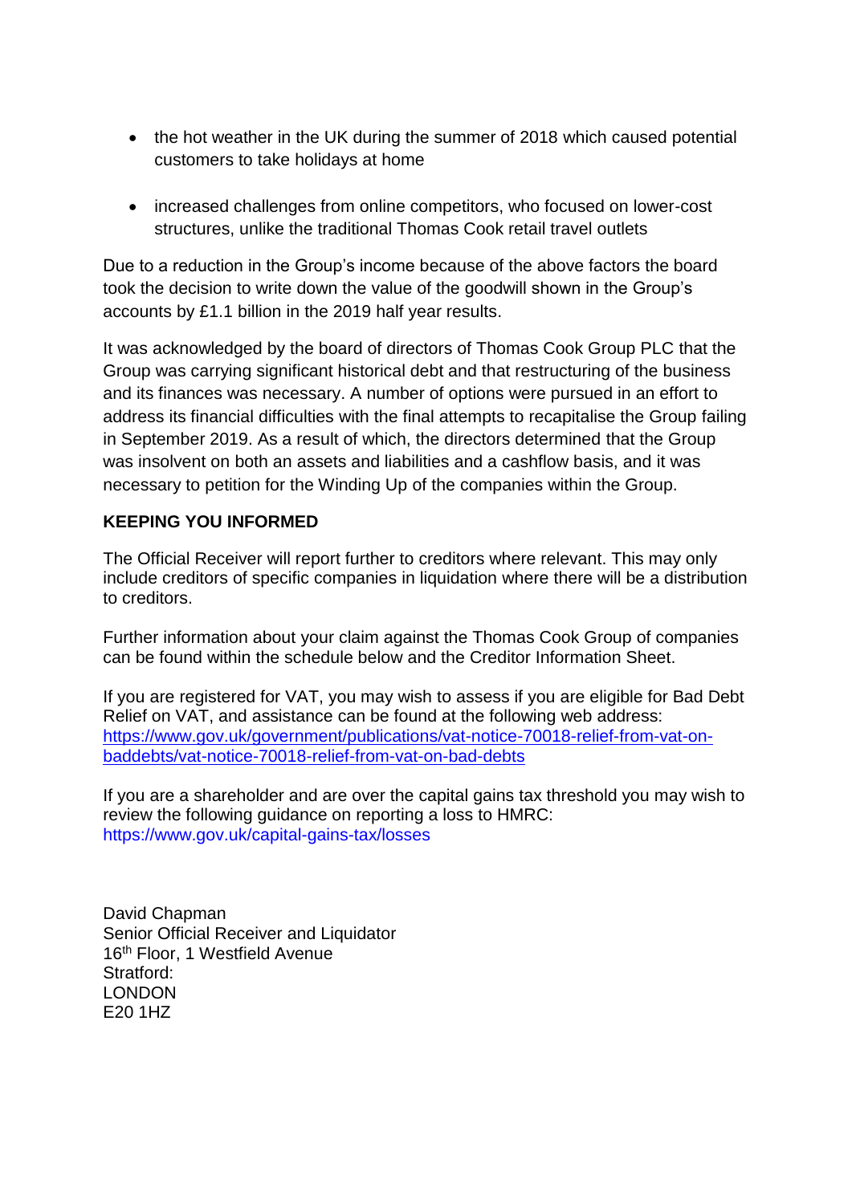- the hot weather in the UK during the summer of 2018 which caused potential customers to take holidays at home

- increased challenges from online competitors, who focused on lower-cost structures, unlike the traditional Thomas Cook retail travel outlets

Due to a reduction in the Group's income because of the above factors the board took the decision to write down the value of the goodwill shown in the Group's accounts by £1.1 billion in the 2019 half year results.

It was acknowledged by the board of directors of Thomas Cook Group PLC that the Group was carrying significant historical debt and that restructuring of the business and its finances was necessary. A number of options were pursued in an effort to address its financial difficulties with the final attempts to recapitalise the Group failing in September 2019. As a result of which, the directors determined that the Group was insolvent on both an assets and liabilities and a cashflow basis, and it was necessary to petition for the Winding Up of the companies within the Group.

**KEEPING YOU INFORMED**

The Official Receiver will report further to creditors where relevant. This may only include creditors of specific companies in liquidation where there will be a distribution to creditors.

Further information about your claim against the Thomas Cook Group of companies can be found within the schedule below and the Creditor Information Sheet.

If you are registered for VAT, you may wish to assess if you are eligible for Bad Debt Relief on VAT, and assistance can be found at the following web address: https://www.gov.uk/government/publications/vat-notice-70018-relief-from-vat-on-baddebts/vat-notice-70018-relief-from-vat-on-bad-debts

If you are a shareholder and are over the capital gains tax threshold you may wish to review the following guidance on reporting a loss to HMRC: https://www.gov.uk/capital-gains-tax/losses

David Chapman
Senior Official Receiver and Liquidator
16th Floor, 1 Westfield Avenue
Stratford:
LONDON
E20 1HZ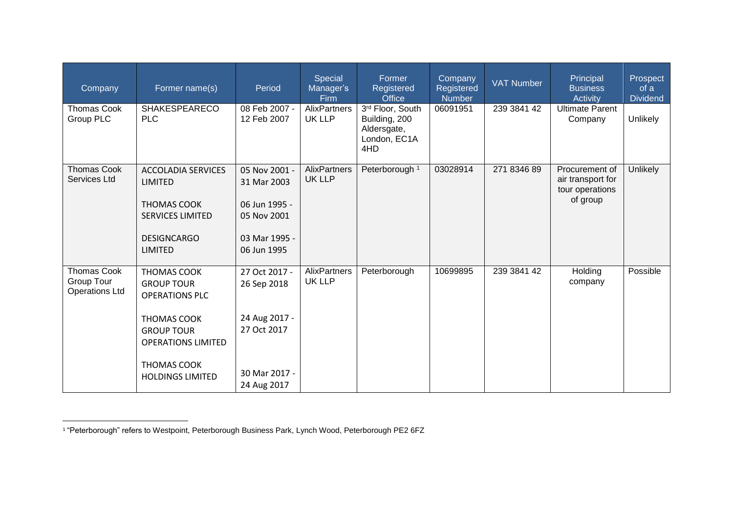| Company | Former name(s) | Period | Special Manager's Firm | Former Registered Office | Company Registered Number | VAT Number | Principal Business Activity | Prospect of a Dividend |
|---|---|---|---|---|---|---|---|---|
| Thomas Cook Group PLC | SHAKESPEARECO PLC | 08 Feb 2007 - 12 Feb 2007 | AlixPartners UK LLP | 3rd Floor, South Building, 200 Aldersgate, London, EC1A 4HD | 06091951 | 239 3841 42 | Ultimate Parent Company | Unlikely |
| Thomas Cook Services Ltd | ACCOLADIA SERVICES LIMITED<br><br>THOMAS COOK SERVICES LIMITED<br><br>DESIGNCARGO LIMITED | 05 Nov 2001 - 31 Mar 2003<br><br>06 Jun 1995 - 05 Nov 2001<br><br>03 Mar 1995 - 06 Jun 1995 | AlixPartners UK LLP | Peterborough [1] | 03028914 | 271 8346 89 | Procurement of air transport for tour operations of group | Unlikely |
| Thomas Cook Group Tour Operations Ltd | THOMAS COOK GROUP TOUR OPERATIONS PLC<br><br>THOMAS COOK GROUP TOUR OPERATIONS LIMITED<br><br>THOMAS COOK HOLDINGS LIMITED | 27 Oct 2017 - 26 Sep 2018<br><br>24 Aug 2017 - 27 Oct 2017<br><br>30 Mar 2017 - 24 Aug 2017 | AlixPartners UK LLP | Peterborough | 10699895 | 239 3841 42 | Holding company | Possible |

[1] "Peterborough" refers to Westpoint, Peterborough Business Park, Lynch Wood, Peterborough PE2 6FZ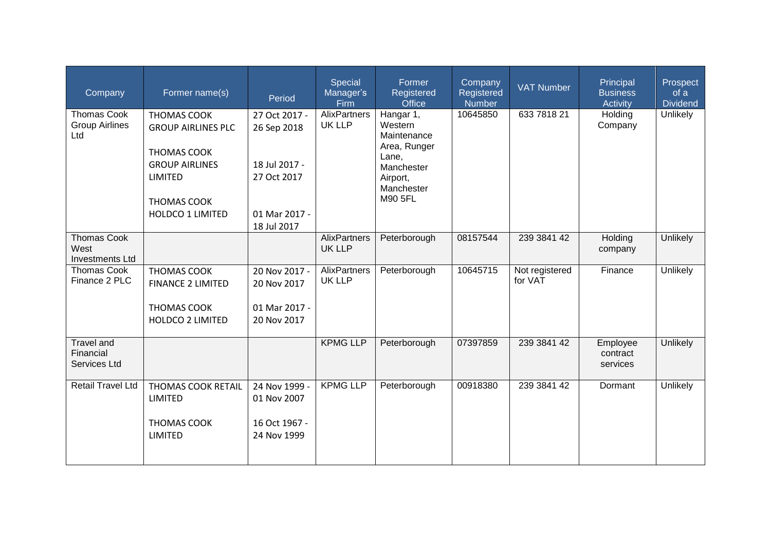| Company | Former name(s) | Period | Special Manager's Firm | Former Registered Office | Company Registered Number | VAT Number | Principal Business Activity | Prospect of a Dividend |
|---|---|---|---|---|---|---|---|---|
| Thomas Cook Group Airlines Ltd | THOMAS COOK GROUP AIRLINES PLC<br><br>THOMAS COOK GROUP AIRLINES LIMITED<br><br>THOMAS COOK HOLDCO 1 LIMITED | 27 Oct 2017 - 26 Sep 2018<br><br>18 Jul 2017 - 27 Oct 2017<br><br>01 Mar 2017 - 18 Jul 2017 | AlixPartners UK LLP | Hangar 1, Western Maintenance Area, Runger Lane, Manchester Airport, Manchester M90 5FL | 10645850 | 633 7818 21 | Holding Company | Unlikely |
| Thomas Cook West Investments Ltd | | | AlixPartners UK LLP | Peterborough | 08157544 | 239 3841 42 | Holding company | Unlikely |
| Thomas Cook Finance 2 PLC | THOMAS COOK FINANCE 2 LIMITED<br><br>THOMAS COOK HOLDCO 2 LIMITED | 20 Nov 2017 - 20 Nov 2017<br><br>01 Mar 2017 - 20 Nov 2017 | AlixPartners UK LLP | Peterborough | 10645715 | Not registered for VAT | Finance | Unlikely |
| Travel and Financial Services Ltd | | | KPMG LLP | Peterborough | 07397859 | 239 3841 42 | Employee contract services | Unlikely |
| Retail Travel Ltd | THOMAS COOK RETAIL LIMITED<br><br>THOMAS COOK LIMITED | 24 Nov 1999 - 01 Nov 2007<br><br>16 Oct 1967 - 24 Nov 1999 | KPMG LLP | Peterborough | 00918380 | 239 3841 42 | Dormant | Unlikely |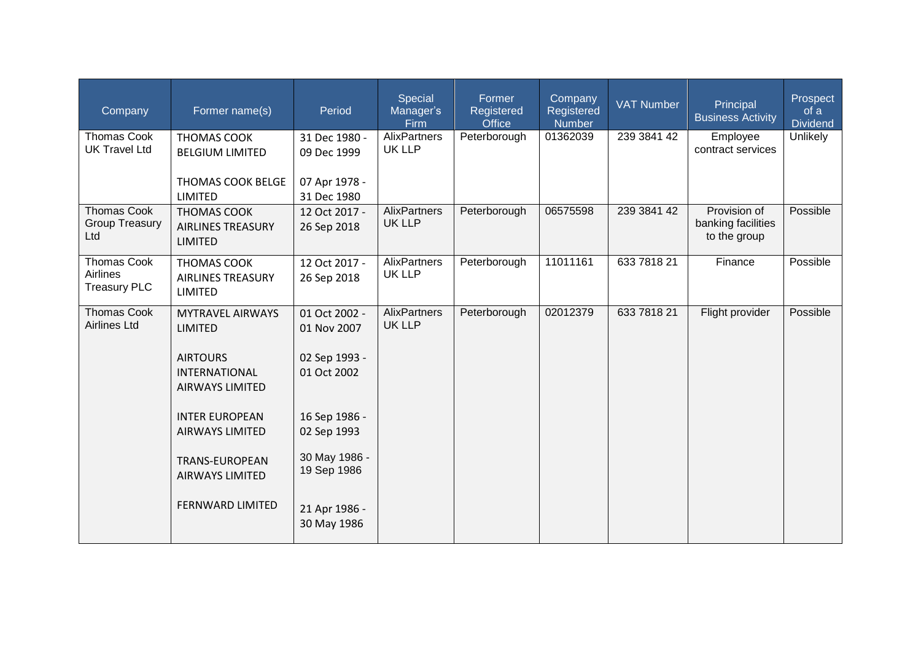| Company | Former name(s) | Period | Special Manager's Firm | Former Registered Office | Company Registered Number | VAT Number | Principal Business Activity | Prospect of a Dividend |
|---|---|---|---|---|---|---|---|---|
| Thomas Cook UK Travel Ltd | THOMAS COOK BELGIUM LIMITED<br><br>THOMAS COOK BELGE LIMITED | 31 Dec 1980 - 09 Dec 1999<br><br>07 Apr 1978 - 31 Dec 1980 | AlixPartners UK LLP | Peterborough | 01362039 | 239 3841 42 | Employee contract services | Unlikely |
| Thomas Cook Group Treasury Ltd | THOMAS COOK AIRLINES TREASURY LIMITED | 12 Oct 2017 - 26 Sep 2018 | AlixPartners UK LLP | Peterborough | 06575598 | 239 3841 42 | Provision of banking facilities to the group | Possible |
| Thomas Cook Airlines Treasury PLC | THOMAS COOK AIRLINES TREASURY LIMITED | 12 Oct 2017 - 26 Sep 2018 | AlixPartners UK LLP | Peterborough | 11011161 | 633 7818 21 | Finance | Possible |
| Thomas Cook Airlines Ltd | MYTRAVEL AIRWAYS LIMITED<br><br>AIRTOURS INTERNATIONAL AIRWAYS LIMITED<br><br>INTER EUROPEAN AIRWAYS LIMITED<br><br>TRANS-EUROPEAN AIRWAYS LIMITED<br><br>FERNWARD LIMITED | 01 Oct 2002 - 01 Nov 2007<br><br>02 Sep 1993 - 01 Oct 2002<br><br>16 Sep 1986 - 02 Sep 1993<br><br>30 May 1986 - 19 Sep 1986<br><br>21 Apr 1986 - 30 May 1986 | AlixPartners UK LLP | Peterborough | 02012379 | 633 7818 21 | Flight provider | Possible |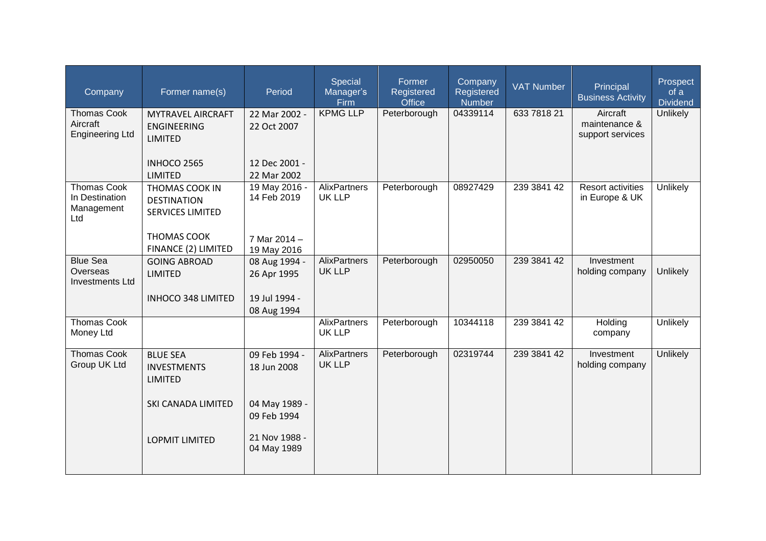| Company | Former name(s) | Period | Special Manager's Firm | Former Registered Office | Company Registered Number | VAT Number | Principal Business Activity | Prospect of a Dividend |
|---|---|---|---|---|---|---|---|---|
| Thomas Cook Aircraft Engineering Ltd | MYTRAVEL AIRCRAFT ENGINEERING LIMITED<br><br>INHOCO 2565 LIMITED | 22 Mar 2002 - 22 Oct 2007<br><br>12 Dec 2001 - 22 Mar 2002 | KPMG LLP | Peterborough | 04339114 | 633 7818 21 | Aircraft maintenance & support services | Unlikely |
| Thomas Cook In Destination Management Ltd | THOMAS COOK IN DESTINATION SERVICES LIMITED<br><br>THOMAS COOK FINANCE (2) LIMITED | 19 May 2016 - 14 Feb 2019<br><br>7 Mar 2014 – 19 May 2016 | AlixPartners UK LLP | Peterborough | 08927429 | 239 3841 42 | Resort activities in Europe & UK | Unlikely |
| Blue Sea Overseas Investments Ltd | GOING ABROAD LIMITED<br><br>INHOCO 348 LIMITED | 08 Aug 1994 - 26 Apr 1995<br><br>19 Jul 1994 - 08 Aug 1994 | AlixPartners UK LLP | Peterborough | 02950050 | 239 3841 42 | Investment holding company | Unlikely |
| Thomas Cook Money Ltd | | | AlixPartners UK LLP | Peterborough | 10344118 | 239 3841 42 | Holding company | Unlikely |
| Thomas Cook Group UK Ltd | BLUE SEA INVESTMENTS LIMITED<br><br>SKI CANADA LIMITED<br><br>LOPMIT LIMITED | 09 Feb 1994 - 18 Jun 2008<br><br>04 May 1989 - 09 Feb 1994<br><br>21 Nov 1988 - 04 May 1989 | AlixPartners UK LLP | Peterborough | 02319744 | 239 3841 42 | Investment holding company | Unlikely |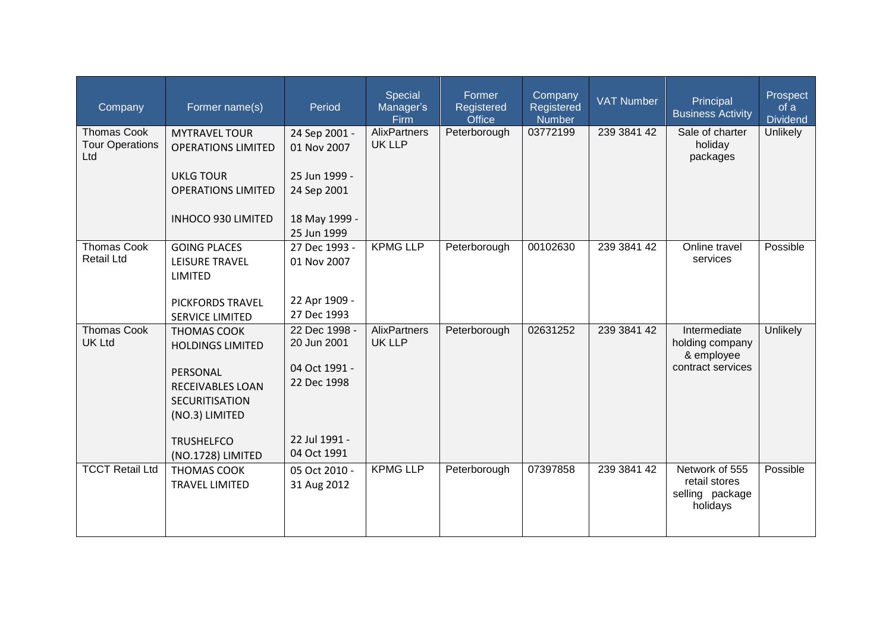| Company | Former name(s) | Period | Special Manager's Firm | Former Registered Office | Company Registered Number | VAT Number | Principal Business Activity | Prospect of a Dividend |
|---|---|---|---|---|---|---|---|---|
| Thomas Cook Tour Operations Ltd | MYTRAVEL TOUR OPERATIONS LIMITED<br><br>UKLG TOUR OPERATIONS LIMITED<br><br>INHOCO 930 LIMITED | 24 Sep 2001 - 01 Nov 2007<br><br>25 Jun 1999 - 24 Sep 2001<br><br>18 May 1999 - 25 Jun 1999 | AlixPartners UK LLP | Peterborough | 03772199 | 239 3841 42 | Sale of charter holiday packages | Unlikely |
| Thomas Cook Retail Ltd | GOING PLACES LEISURE TRAVEL LIMITED<br><br>PICKFORDS TRAVEL SERVICE LIMITED | 27 Dec 1993 - 01 Nov 2007<br><br>22 Apr 1909 - 27 Dec 1993 | KPMG LLP | Peterborough | 00102630 | 239 3841 42 | Online travel services | Possible |
| Thomas Cook UK Ltd | THOMAS COOK HOLDINGS LIMITED<br><br>PERSONAL RECEIVABLES LOAN SECURITISATION (NO.3) LIMITED<br><br>TRUSHELFCO (NO.1728) LIMITED | 22 Dec 1998 - 20 Jun 2001<br><br>04 Oct 1991 - 22 Dec 1998<br><br>22 Jul 1991 - 04 Oct 1991 | AlixPartners UK LLP | Peterborough | 02631252 | 239 3841 42 | Intermediate holding company & employee contract services | Unlikely |
| TCCT Retail Ltd | THOMAS COOK TRAVEL LIMITED | 05 Oct 2010 - 31 Aug 2012 | KPMG LLP | Peterborough | 07397858 | 239 3841 42 | Network of 555 retail stores selling package holidays | Possible |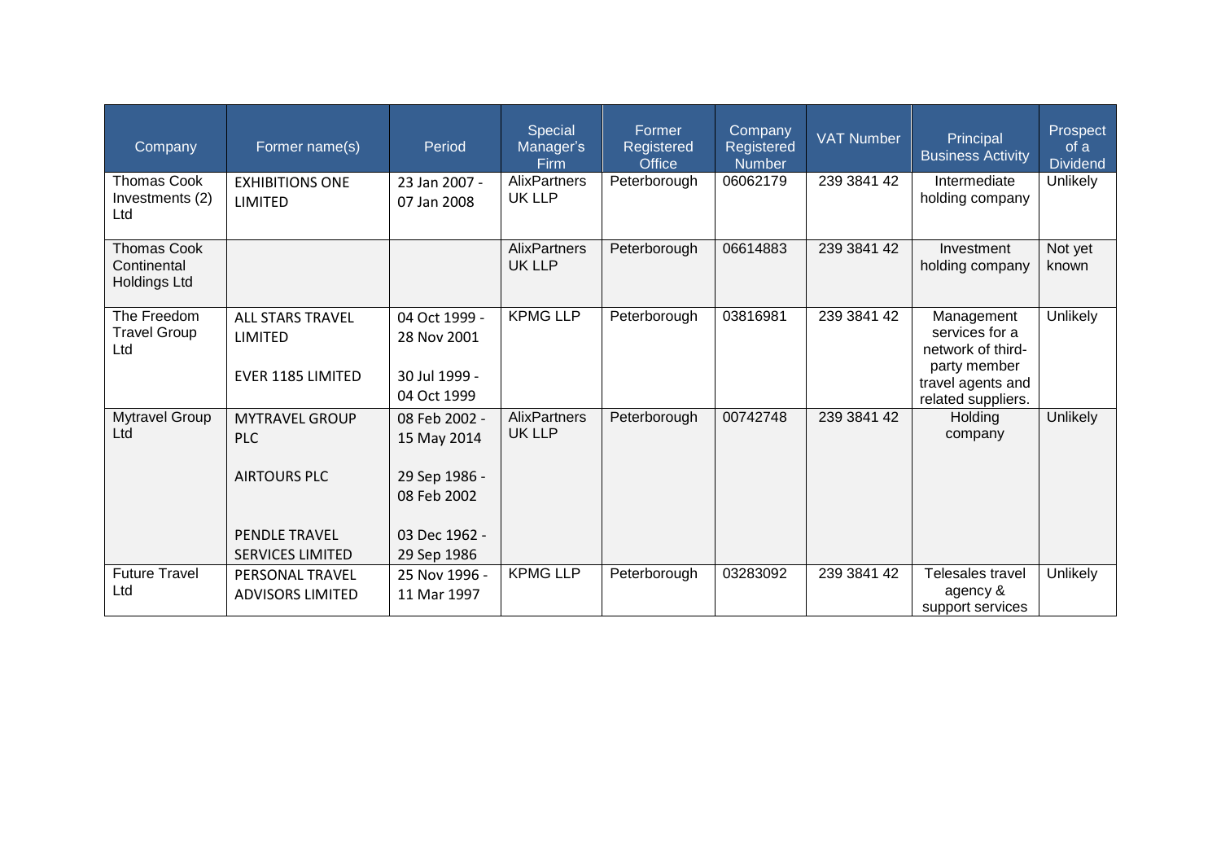| Company | Former name(s) | Period | Special Manager's Firm | Former Registered Office | Company Registered Number | VAT Number | Principal Business Activity | Prospect of a Dividend |
|---|---|---|---|---|---|---|---|---|
| Thomas Cook Investments (2) Ltd | EXHIBITIONS ONE LIMITED | 23 Jan 2007 - 07 Jan 2008 | AlixPartners UK LLP | Peterborough | 06062179 | 239 3841 42 | Intermediate holding company | Unlikely |
| Thomas Cook Continental Holdings Ltd | | | AlixPartners UK LLP | Peterborough | 06614883 | 239 3841 42 | Investment holding company | Not yet known |
| The Freedom Travel Group Ltd | ALL STARS TRAVEL LIMITED<br><br>EVER 1185 LIMITED | 04 Oct 1999 - 28 Nov 2001<br><br>30 Jul 1999 - 04 Oct 1999 | KPMG LLP | Peterborough | 03816981 | 239 3841 42 | Management services for a network of third-party member travel agents and related suppliers. | Unlikely |
| Mytravel Group Ltd | MYTRAVEL GROUP PLC<br><br>AIRTOURS PLC<br><br>PENDLE TRAVEL SERVICES LIMITED | 08 Feb 2002 - 15 May 2014<br><br>29 Sep 1986 - 08 Feb 2002<br><br>03 Dec 1962 - 29 Sep 1986 | AlixPartners UK LLP | Peterborough | 00742748 | 239 3841 42 | Holding company | Unlikely |
| Future Travel Ltd | PERSONAL TRAVEL ADVISORS LIMITED | 25 Nov 1996 - 11 Mar 1997 | KPMG LLP | Peterborough | 03283092 | 239 3841 42 | Telesales travel agency & support services | Unlikely |